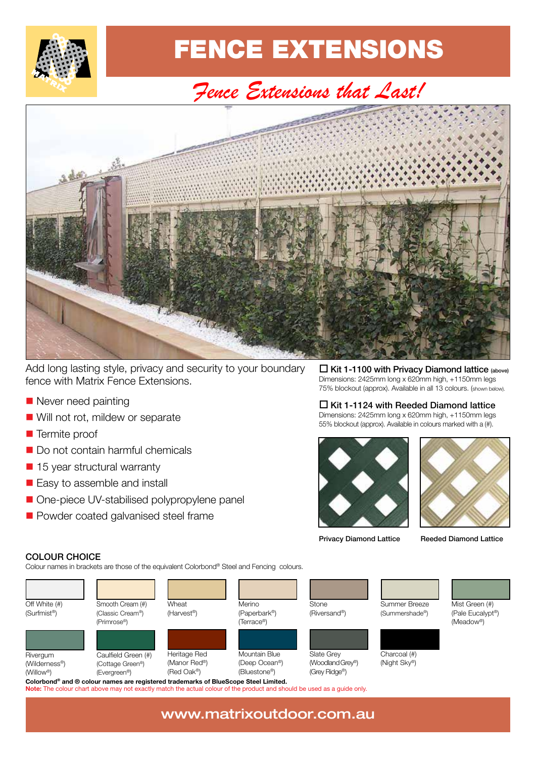# FENCE EXTENSIONS

*Fence Extensions that Last!*

Add long lasting style, privacy and security to your boundary fence with Matrix Fence Extensions.

- Never need painting
- Will not rot, mildew or separate
- Termite proof
- Do not contain harmful chemicals
- 15 year structural warranty
- Easy to assemble and install
- One-piece UV-stabilised polypropylene panel
- Powder coated galvanised steel frame

☐ **Kit 1-1100 with Privacy Diamond lattice** (above)
Dimensions: 2425mm long x 620mm high, +1150mm legs
75% blockout (approx). Available in all 13 colours. (shown below).

☐ **Kit 1-1124 with Reeded Diamond lattice**
Dimensions: 2425mm long x 620mm high, +1150mm legs
55% blockout (approx). Available in colours marked with a (#).

Privacy Diamond Lattice

Reeded Diamond Lattice

## COLOUR CHOICE

Colour names in brackets are those of the equivalent Colorbond® Steel and Fencing colours.

| | | | | | | |
|---|---|---|---|---|---|---|
| Off White (#) (Surfmist®) | Smooth Cream (#) (Classic Cream®) (Primrose®) | Wheat (Harvest®) | Merino (Paperbark®) (Terrace®) | Stone (Riversand®) | Summer Breeze (Summershade®) | Mist Green (#) (Pale Eucalypt®) (Meadow®) |
| Rivergum (Wilderness®) (Willow®) | Caulfield Green (#) (Cottage Green®) (Evergreen®) | Heritage Red (Manor Red®) (Red Oak®) | Mountain Blue (Deep Ocean®) (Bluestone®) | Slate Grey (Woodland Grey®) (Grey Ridge®) | Charcoal (#) (Night Sky®) | |

**Colorbond® and ® colour names are registered trademarks of BlueScope Steel Limited.**
**Note:** The colour chart above may not exactly match the actual colour of the product and should be used as a guide only.

www.matrixoutdoor.com.au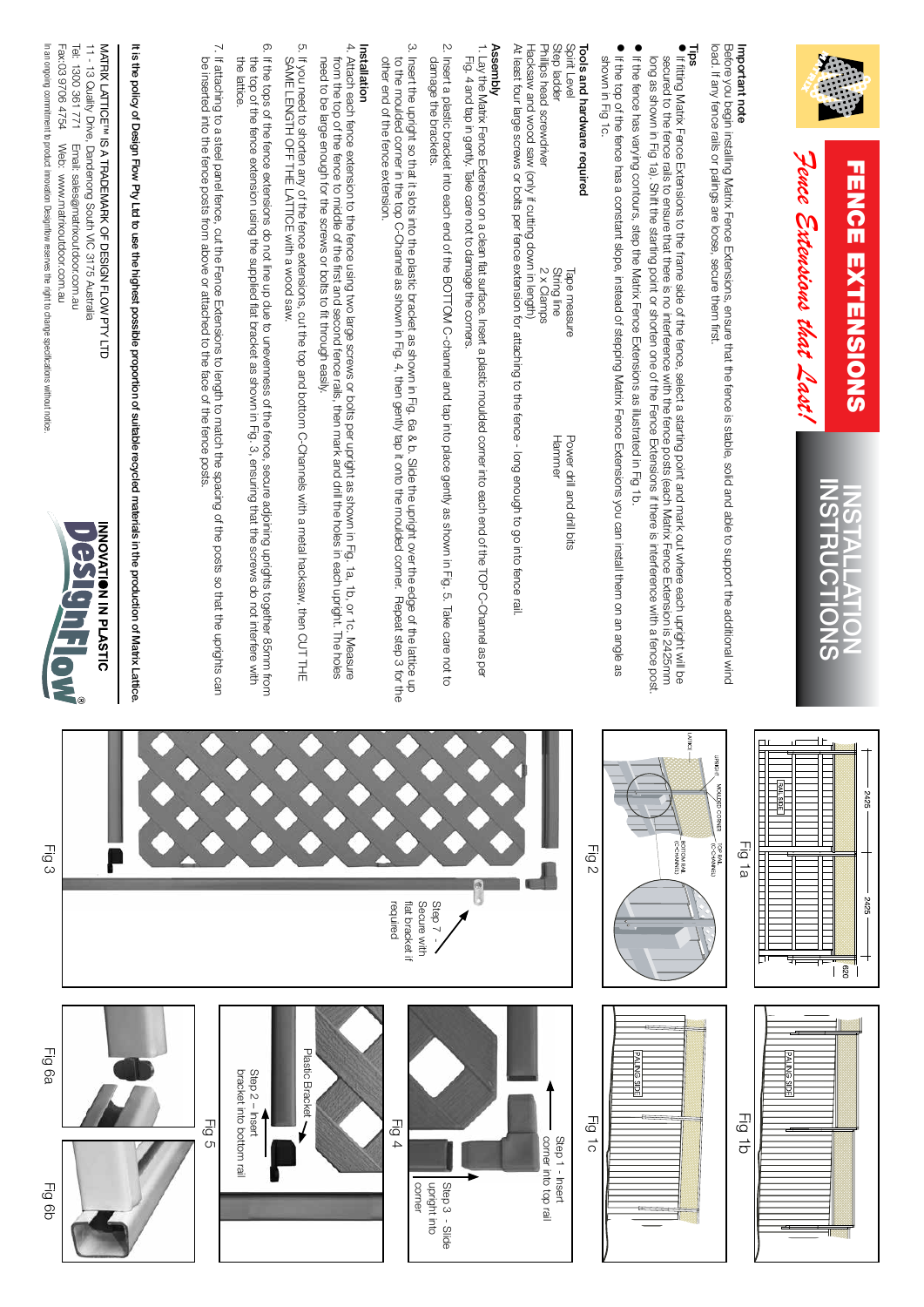# FENCE EXTENSIONS

## INSTALLATION INSTRUCTIONS

*Fence Extensions that Last!*

### Important note

Before you begin installing Matrix Fence Extensions, ensure that the fence is stable, solid and able to support the additional wind load. If any fence rails or palings are loose, secure them first.

### Tips

- If fitting Matrix Fence Extensions to the frame side of the fence, select a starting point and mark out where each upright will be secured to the fence rails to ensure that there is no interference with the fence posts (each Matrix Fence Extension is 2425mm long as shown in Fig 1a). Shift the starting point or shorten one of the Fence Extensions if there is interference with a fence post.
- If the fence has varying contours, step the Matrix Fence Extensions as illustrated in Fig 1b.
- If the top of the fence has a constant slope, instead of stepping Matrix Fence Extensions you can install them on an angle as shown in Fig 1c.

### Tools and hardware required

| | | |
|---|---|---|
| Spirit Level | Tape measure | Power drill and drill bits |
| Step ladder | String line | Hammer |
| Phillips head screwdriver | 2 x Clamps | |

Hacksaw and wood saw (only if cutting down in length)

At least four large screws or bolts per fence extension for attaching to the fence - long enough to go into fence rail.

### Assembly

1. Lay the Matrix Fence Extension on a clean flat surface. Insert a plastic moulded corner into each end of the TOP C-Channel as per Fig. 4 and tap in gently. Take care not to damage the corners.
2. Insert a plastic bracket into each end of the BOTTOM C-channel and tap into place gently as shown in Fig. 5. Take care not to damage the brackets.
3. Insert the upright so that it slots into the plastic bracket as shown in Fig. 6a & b. Slide the upright over the edge of the lattice up to the moulded corner in the top C-Channel as shown in Fig. 4, then gently tap it onto the moulded corner. Repeat step 3 for the other end of the fence extension.

### Installation

4. Attach each fence extension to the fence using two large screws or bolts per upright as shown in Fig. 1a, 1b, or 1c. Measure from the top of the fence to middle of the first and second fence rails, then mark and drill the holes in each upright. The holes need to be large enough for the screws or bolts to fit through easily.
5. If you need to shorten any of the fence extensions, cut the top and bottom C-Channels with a metal hacksaw, then CUT THE SAME LENGTH OFF THE LATTICE with a wood saw.
6. If the tops of the fence extensions do not line up due to unevenness of the fence, secure adjoining uprights together 85mm from the top of the fence extension using the supplied flat bracket as shown in Fig. 3, ensuring that the screws do not interfere with the lattice.
7. If attaching to a steel panel fence, cut the Fence Extensions to length to match the spacing of the posts so that the uprights can be inserted into the fence posts from above or attached to the face of the fence posts.

**It is the policy of Design Flow Pty Ltd to use the highest possible proportion of suitable recycled materials in the production of Matrix Lattice.**

MATRIX LATTICE™ IS A TRADEMARK OF DESIGN FLOW PTY LTD
11 - 13 Quality Drive, Dandenong South VIC 3175 Australia
Tel: 1300 361 771 Email: sales@matrixoutdoor.com.au
Fax:03 9706 4754 Web: www.matrixoutdoor.com.au
In an ongoing commitment to product innovation Designflow reserves the right to change specifications without notice.

INNOVATION IN PLASTIC
DesignFlow®

Fig 1a
2425 2425 620
RAIL SIDE

Fig 1b
PALING SIDE

Fig 1c
PALING SIDE

Fig 2
UPRIGHT MOULDED CORNER TOP RAIL (C-CHANNEL) BOTTOM RAIL (C-CHANNEL) LATTICE

Fig 3
Step 7 - Secure with flat bracket if required

Fig 4
Step 1 - Insert corner into top rail
Step 3 - Slide upright into corner

Fig 5
Plastic Bracket
Step 2 - Insert bracket into bottom rail

Fig 6a

Fig 6b